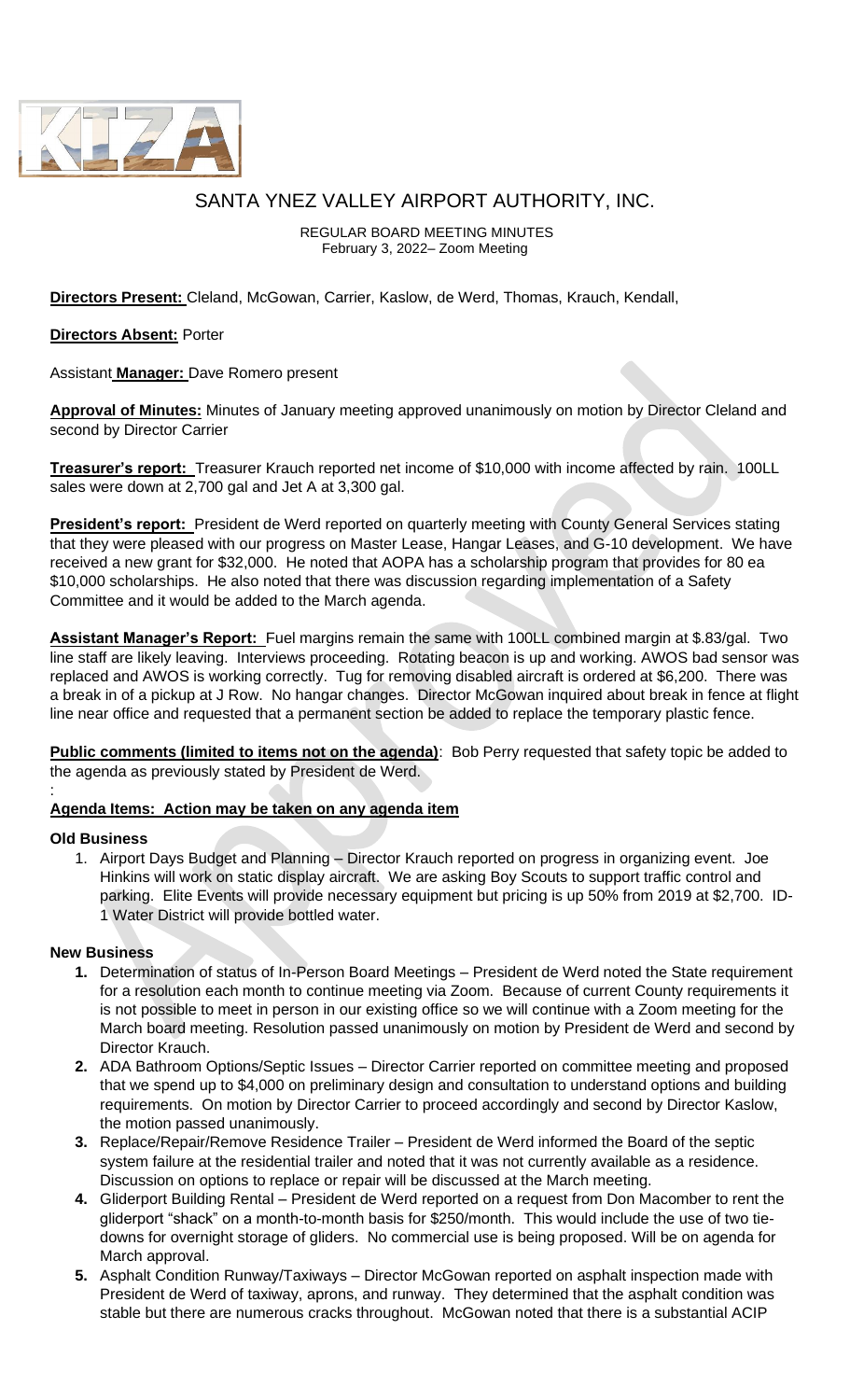# SANTA YNEZ VALLEY AIRPORT AUTHORITY, INC.

REGULAR BOARD MEETING MINUTES
February 3, 2022– Zoom Meeting

**Directors Present:** Cleland, McGowan, Carrier, Kaslow, de Werd, Thomas, Krauch, Kendall,

**Directors Absent:** Porter

Assistant **Manager:** Dave Romero present

**Approval of Minutes:** Minutes of January meeting approved unanimously on motion by Director Cleland and second by Director Carrier

**Treasurer's report:** Treasurer Krauch reported net income of $10,000 with income affected by rain. 100LL sales were down at 2,700 gal and Jet A at 3,300 gal.

**President's report:** President de Werd reported on quarterly meeting with County General Services stating that they were pleased with our progress on Master Lease, Hangar Leases, and G-10 development. We have received a new grant for $32,000. He noted that AOPA has a scholarship program that provides for 80 ea $10,000 scholarships. He also noted that there was discussion regarding implementation of a Safety Committee and it would be added to the March agenda.

**Assistant Manager's Report:** Fuel margins remain the same with 100LL combined margin at $.83/gal. Two line staff are likely leaving. Interviews proceeding. Rotating beacon is up and working. AWOS bad sensor was replaced and AWOS is working correctly. Tug for removing disabled aircraft is ordered at $6,200. There was a break in of a pickup at J Row. No hangar changes. Director McGowan inquired about break in fence at flight line near office and requested that a permanent section be added to replace the temporary plastic fence.

**Public comments (limited to items not on the agenda)**: Bob Perry requested that safety topic be added to the agenda as previously stated by President de Werd.

:

**Agenda Items: Action may be taken on any agenda item**

### Old Business

1. Airport Days Budget and Planning – Director Krauch reported on progress in organizing event. Joe Hinkins will work on static display aircraft. We are asking Boy Scouts to support traffic control and parking. Elite Events will provide necessary equipment but pricing is up 50% from 2019 at $2,700. ID-1 Water District will provide bottled water.

### New Business

1. Determination of status of In-Person Board Meetings – President de Werd noted the State requirement for a resolution each month to continue meeting via Zoom. Because of current County requirements it is not possible to meet in person in our existing office so we will continue with a Zoom meeting for the March board meeting. Resolution passed unanimously on motion by President de Werd and second by Director Krauch.
2. ADA Bathroom Options/Septic Issues – Director Carrier reported on committee meeting and proposed that we spend up to $4,000 on preliminary design and consultation to understand options and building requirements. On motion by Director Carrier to proceed accordingly and second by Director Kaslow, the motion passed unanimously.
3. Replace/Repair/Remove Residence Trailer – President de Werd informed the Board of the septic system failure at the residential trailer and noted that it was not currently available as a residence. Discussion on options to replace or repair will be discussed at the March meeting.
4. Gliderport Building Rental – President de Werd reported on a request from Don Macomber to rent the gliderport "shack" on a month-to-month basis for $250/month. This would include the use of two tie-downs for overnight storage of gliders. No commercial use is being proposed. Will be on agenda for March approval.
5. Asphalt Condition Runway/Taxiways – Director McGowan reported on asphalt inspection made with President de Werd of taxiway, aprons, and runway. They determined that the asphalt condition was stable but there are numerous cracks throughout. McGowan noted that there is a substantial ACIP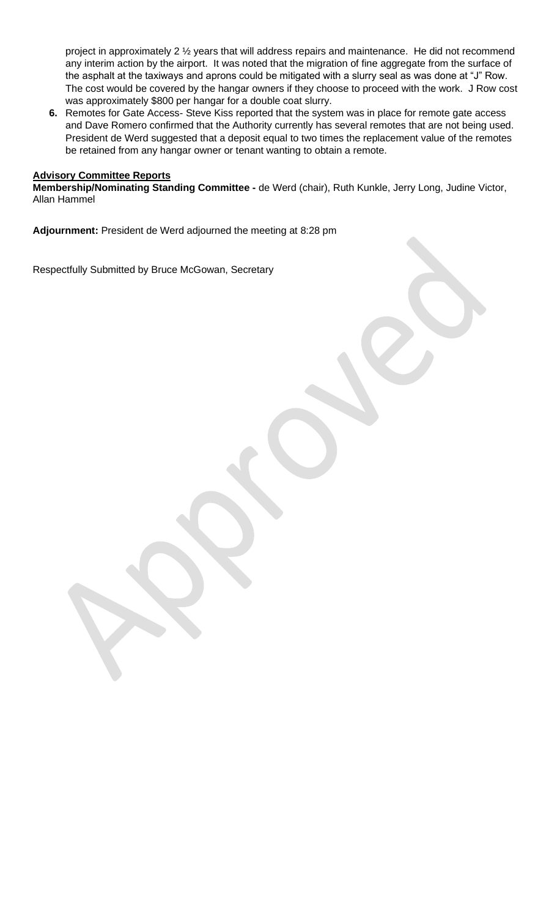project in approximately 2 ½ years that will address repairs and maintenance. He did not recommend any interim action by the airport. It was noted that the migration of fine aggregate from the surface of the asphalt at the taxiways and aprons could be mitigated with a slurry seal as was done at "J" Row. The cost would be covered by the hangar owners if they choose to proceed with the work. J Row cost was approximately $800 per hangar for a double coat slurry.

6. Remotes for Gate Access- Steve Kiss reported that the system was in place for remote gate access and Dave Romero confirmed that the Authority currently has several remotes that are not being used. President de Werd suggested that a deposit equal to two times the replacement value of the remotes be retained from any hangar owner or tenant wanting to obtain a remote.

**Advisory Committee Reports**

**Membership/Nominating Standing Committee -** de Werd (chair), Ruth Kunkle, Jerry Long, Judine Victor, Allan Hammel

**Adjournment:** President de Werd adjourned the meeting at 8:28 pm

Respectfully Submitted by Bruce McGowan, Secretary

Approved